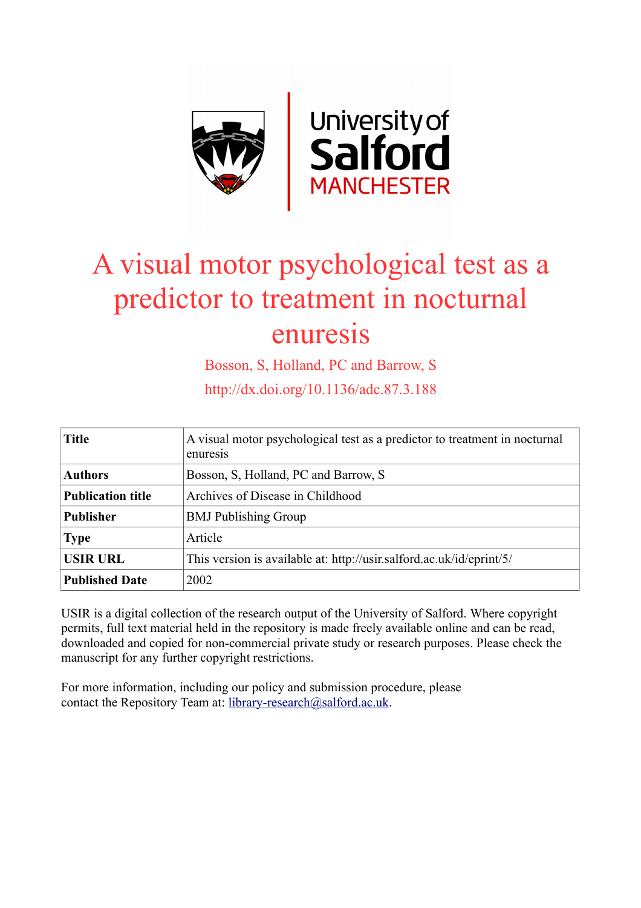# A visual motor psychological test as a predictor to treatment in nocturnal enuresis

Bosson, S, Holland, PC and Barrow, S

http://dx.doi.org/10.1136/adc.87.3.188

| Title | A visual motor psychological test as a predictor to treatment in nocturnal enuresis |
|---|---|
| Authors | Bosson, S, Holland, PC and Barrow, S |
| Publication title | Archives of Disease in Childhood |
| Publisher | BMJ Publishing Group |
| Type | Article |
| USIR URL | This version is available at: http://usir.salford.ac.uk/id/eprint/5/ |
| Published Date | 2002 |

USIR is a digital collection of the research output of the University of Salford. Where copyright permits, full text material held in the repository is made freely available online and can be read, downloaded and copied for non-commercial private study or research purposes. Please check the manuscript for any further copyright restrictions.

For more information, including our policy and submission procedure, please contact the Repository Team at: library-research@salford.ac.uk.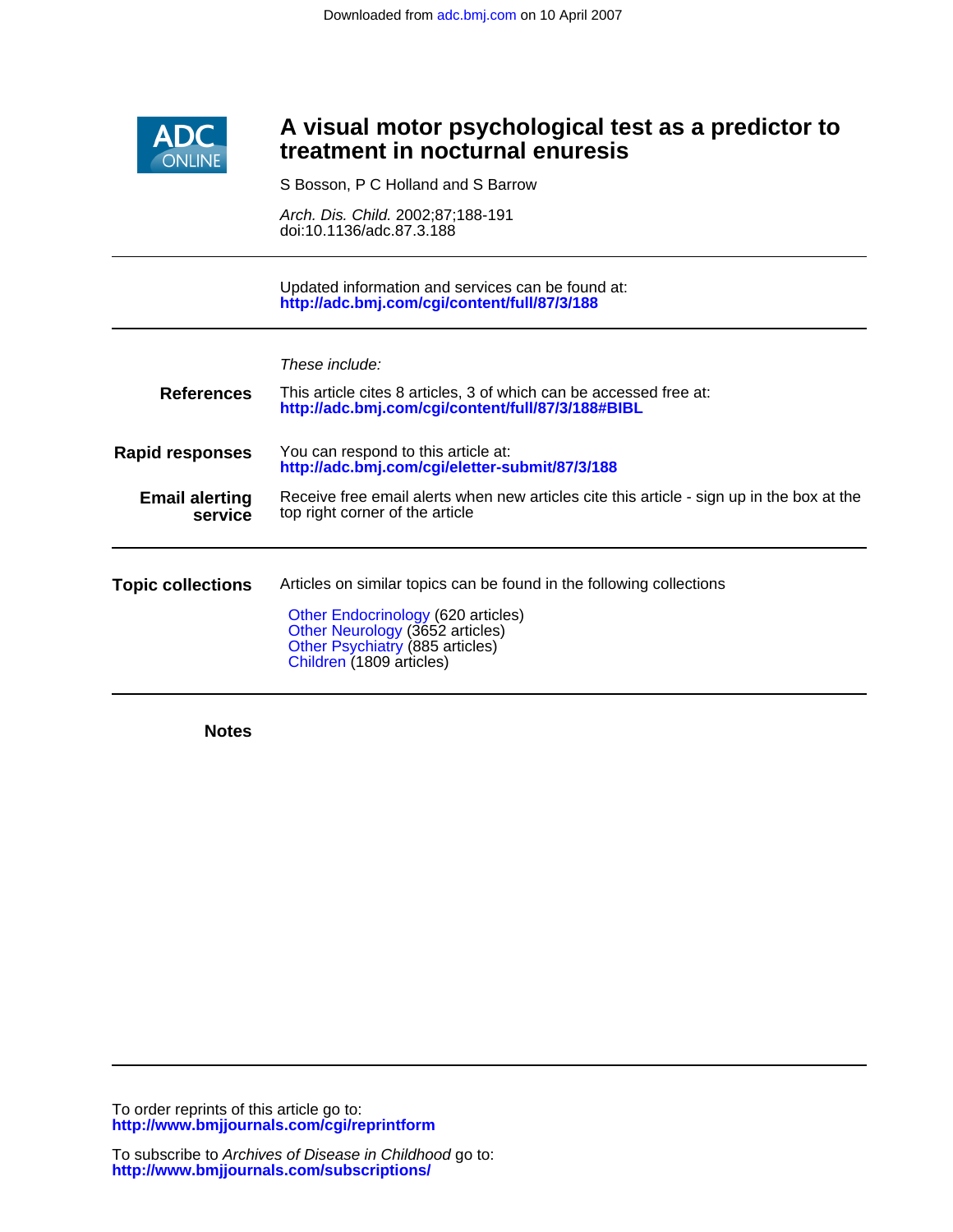Downloaded from adc.bmj.com on 10 April 2007

# A visual motor psychological test as a predictor to treatment in nocturnal enuresis

S Bosson, P C Holland and S Barrow

*Arch. Dis. Child.* 2002;87;188-191
doi:10.1136/adc.87.3.188

Updated information and services can be found at:
**http://adc.bmj.com/cgi/content/full/87/3/188**

*These include:*

**References**

This article cites 8 articles, 3 of which can be accessed free at:
**http://adc.bmj.com/cgi/content/full/87/3/188#BIBL**

**Rapid responses**

You can respond to this article at:
**http://adc.bmj.com/cgi/eletter-submit/87/3/188**

**Email alerting service**

Receive free email alerts when new articles cite this article - sign up in the box at the top right corner of the article

**Topic collections**

Articles on similar topics can be found in the following collections

- Other Endocrinology (620 articles)
- Other Neurology (3652 articles)
- Other Psychiatry (885 articles)
- Children (1809 articles)

**Notes**

To order reprints of this article go to:
**http://www.bmjjournals.com/cgi/reprintform**

To subscribe to *Archives of Disease in Childhood* go to:
**http://www.bmjjournals.com/subscriptions/**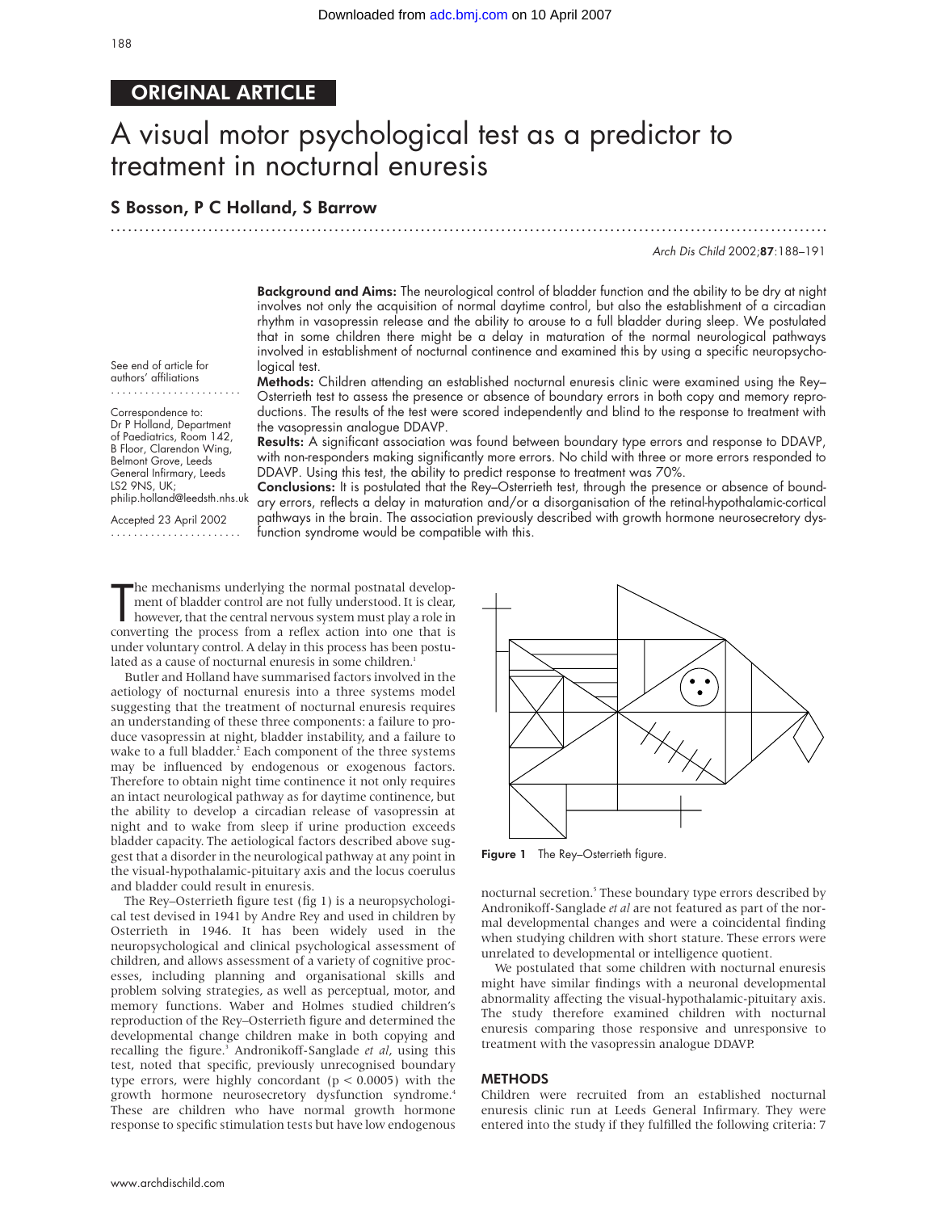## ORIGINAL ARTICLE

# A visual motor psychological test as a predictor to treatment in nocturnal enuresis

**S Bosson, P C Holland, S Barrow**

See end of article for authors' affiliations

Correspondence to: Dr P Holland, Department of Paediatrics, Room 142, B Floor, Clarendon Wing, Belmont Grove, Leeds General Infirmary, Leeds LS2 9NS, UK; philip.holland@leedsth.nhs.uk

Accepted 23 April 2002

**Background and Aims:** The neurological control of bladder function and the ability to be dry at night involves not only the acquisition of normal daytime control, but also the establishment of a circadian rhythm in vasopressin release and the ability to arouse to a full bladder during sleep. We postulated that in some children there might be a delay in maturation of the normal neurological pathways involved in establishment of nocturnal continence and examined this by using a specific neuropsychological test.

**Methods:** Children attending an established nocturnal enuresis clinic were examined using the Rey–Osterrieth test to assess the presence or absence of boundary errors in both copy and memory reproductions. The results of the test were scored independently and blind to the response to treatment with the vasopressin analogue DDAVP.

**Results:** A significant association was found between boundary type errors and response to DDAVP, with non-responders making significantly more errors. No child with three or more errors responded to DDAVP. Using this test, the ability to predict response to treatment was 70%.

**Conclusions:** It is postulated that the Rey–Osterrieth test, through the presence or absence of boundary errors, reflects a delay in maturation and/or a disorganisation of the retinal-hypothalamic-cortical pathways in the brain. The association previously described with growth hormone neurosecretory dysfunction syndrome would be compatible with this.

The mechanisms underlying the normal postnatal development of bladder control are not fully understood. It is clear, however, that the central nervous system must play a role in converting the process from a reflex action into one that is under voluntary control. A delay in this process has been postulated as a cause of nocturnal enuresis in some children.[1]

Butler and Holland have summarised factors involved in the aetiology of nocturnal enuresis into a three systems model suggesting that the treatment of nocturnal enuresis requires an understanding of these three components: a failure to produce vasopressin at night, bladder instability, and a failure to wake to a full bladder.[2] Each component of the three systems may be influenced by endogenous or exogenous factors. Therefore to obtain night time continence it not only requires an intact neurological pathway as for daytime continence, but the ability to develop a circadian release of vasopressin at night and to wake from sleep if urine production exceeds bladder capacity. The aetiological factors described above suggest that a disorder in the neurological pathway at any point in the visual-hypothalamic-pituitary axis and the locus coerulus and bladder could result in enuresis.

The Rey–Osterrieth figure test (fig 1) is a neuropsychological test devised in 1941 by Andre Rey and used in children by Osterrieth in 1946. It has been widely used in the neuropsychological and clinical psychological assessment of children, and allows assessment of a variety of cognitive processes, including planning and organisational skills and problem solving strategies, as well as perceptual, motor, and memory functions. Waber and Holmes studied children's reproduction of the Rey–Osterrieth figure and determined the developmental change children make in both copying and recalling the figure.[3] Andronikoff-Sanglade *et al*, using this test, noted that specific, previously unrecognised boundary type errors, were highly concordant ($p < 0.0005$) with the growth hormone neurosecretory dysfunction syndrome.[4] These are children who have normal growth hormone response to specific stimulation tests but have low endogenous nocturnal secretion.[5] These boundary type errors described by Andronikoff-Sanglade *et al* are not featured as part of the normal developmental changes and were a coincidental finding when studying children with short stature. These errors were unrelated to developmental or intelligence quotient.

Figure 1 The Rey–Osterrieth figure.

We postulated that some children with nocturnal enuresis might have similar findings with a neuronal developmental abnormality affecting the visual-hypothalamic-pituitary axis. The study therefore examined children with nocturnal enuresis comparing those responsive and unresponsive to treatment with the vasopressin analogue DDAVP.

## METHODS

Children were recruited from an established nocturnal enuresis clinic run at Leeds General Infirmary. They were entered into the study if they fulfilled the following criteria: 7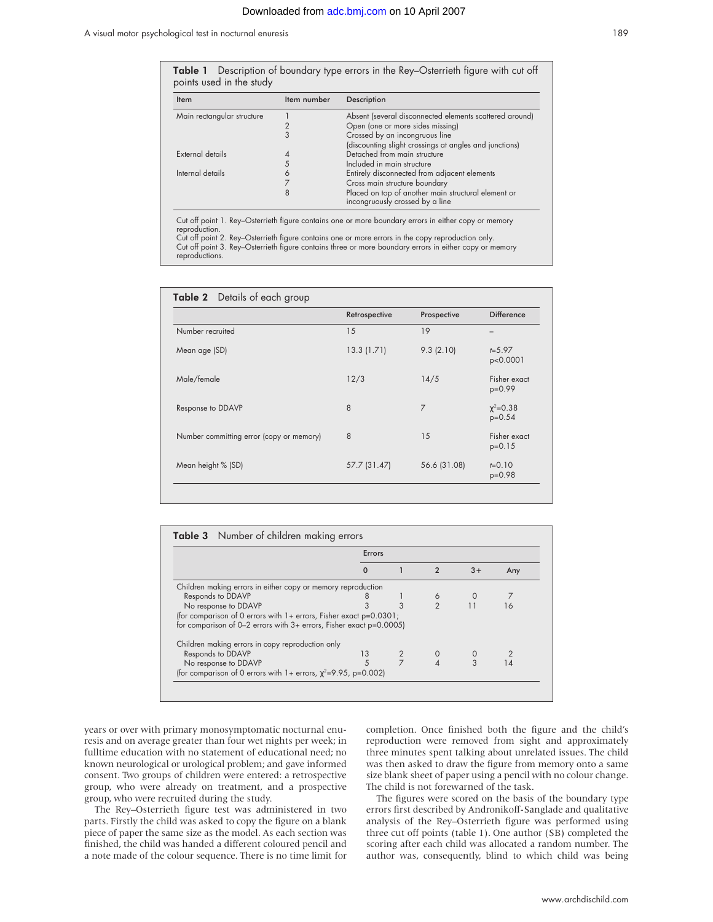**Table 1** Description of boundary type errors in the Rey–Osterrieth figure with cut off points used in the study

| Item | Item number | Description |
|---|---|---|
| Main rectangular structure | 1 | Absent (several disconnected elements scattered around) |
| | 2 | Open (one or more sides missing) |
| | 3 | Crossed by an incongruous line (discounting slight crossings at angles and junctions) |
| External details | 4 | Detached from main structure |
| | 5 | Included in main structure |
| Internal details | 6 | Entirely disconnected from adjacent elements |
| | 7 | Cross main structure boundary |
| | 8 | Placed on top of another main structural element or incongruously crossed by a line |

Cut off point 1. Rey–Osterrieth figure contains one or more boundary errors in either copy or memory reproduction.
Cut off point 2. Rey–Osterrieth figure contains one or more errors in the copy reproduction only.
Cut off point 3. Rey–Osterrieth figure contains three or more boundary errors in either copy or memory reproductions.

**Table 2** Details of each group

| | Retrospective | Prospective | Difference |
|---|---|---|---|
| Number recruited | 15 | 19 | – |
| Mean age (SD) | 13.3 (1.71) | 9.3 (2.10) | $t$=5.97 p<0.0001 |
| Male/female | 12/3 | 14/5 | Fisher exact p=0.99 |
| Response to DDAVP | 8 | 7 | $\chi^2$=0.38 p=0.54 |
| Number committing error (copy or memory) | 8 | 15 | Fisher exact p=0.15 |
| Mean height % (SD) | 57.7 (31.47) | 56.6 (31.08) | $t$=0.10 p=0.98 |

**Table 3** Number of children making errors

| | Errors | | | | |
|---|---|---|---|---|---|
| | 0 | 1 | 2 | 3+ | Any |
| Children making errors in either copy or memory reproduction | | | | | |
| Responds to DDAVP | 8 | 1 | 6 | 0 | 7 |
| No response to DDAVP | 3 | 3 | 2 | 11 | 16 |
| (for comparison of 0 errors with 1+ errors, Fisher exact p=0.0301; for comparison of 0–2 errors with 3+ errors, Fisher exact p=0.0005) | | | | | |
| Children making errors in copy reproduction only | | | | | |
| Responds to DDAVP | 13 | 2 | 0 | 0 | 2 |
| No response to DDAVP | 5 | 7 | 4 | 3 | 14 |
| (for comparison of 0 errors with 1+ errors, $\chi^2$=9.95, p=0.002) | | | | | |

years or over with primary monosymptomatic nocturnal enuresis and on average greater than four wet nights per week; in fulltime education with no statement of educational need; no known neurological or urological problem; and gave informed consent. Two groups of children were entered: a retrospective group, who were already on treatment, and a prospective group, who were recruited during the study.

The Rey–Osterrieth figure test was administered in two parts. Firstly the child was asked to copy the figure on a blank piece of paper the same size as the model. As each section was finished, the child was handed a different coloured pencil and a note made of the colour sequence. There is no time limit for completion. Once finished both the figure and the child's reproduction were removed from sight and approximately three minutes spent talking about unrelated issues. The child was then asked to draw the figure from memory onto a same size blank sheet of paper using a pencil with no colour change. The child is not forewarned of the task.

The figures were scored on the basis of the boundary type errors first described by Andronikoff-Sanglade and qualitative analysis of the Rey–Osterrieth figure was performed using three cut off points (table 1). One author (SB) completed the scoring after each child was allocated a random number. The author was, consequently, blind to which child was being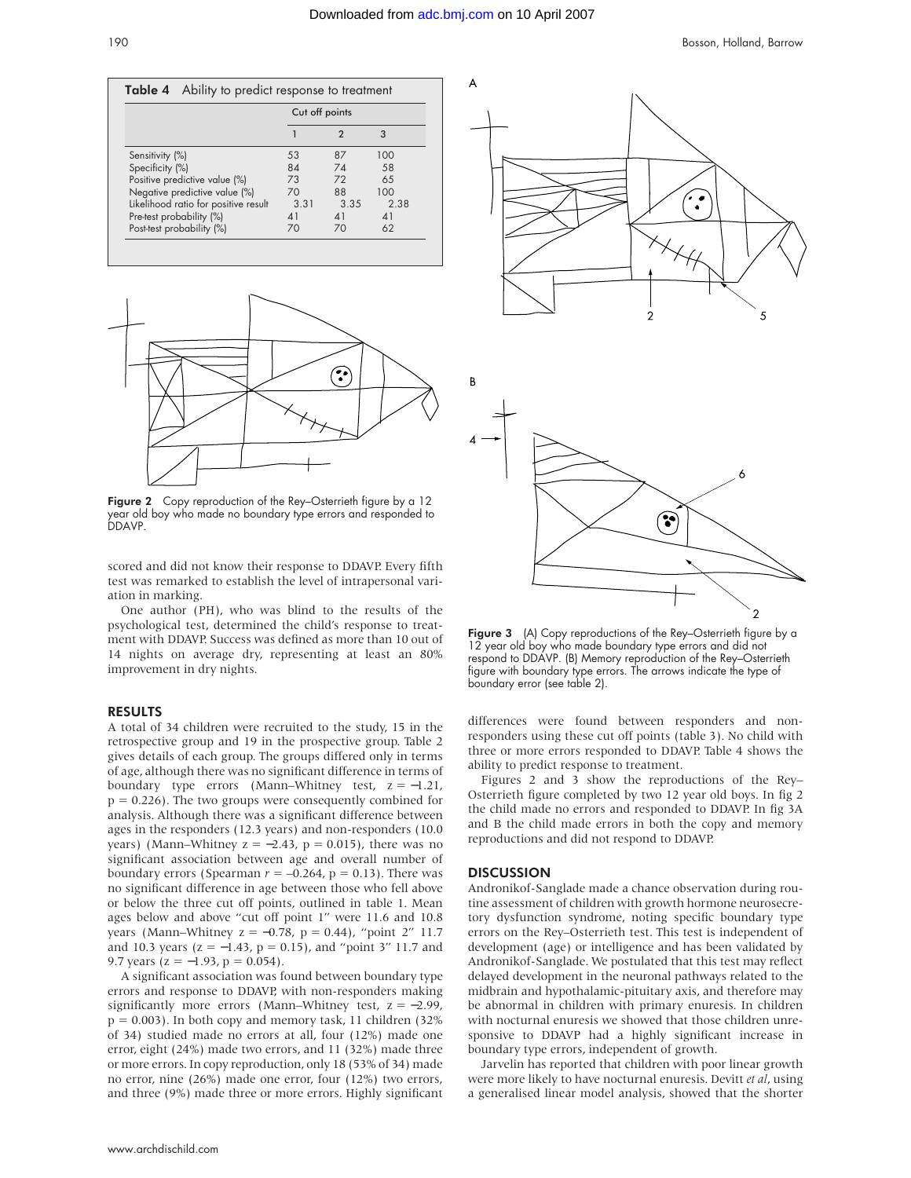**Table 4** Ability to predict response to treatment

| | Cut off points | | |
|---|---|---|---|
| | 1 | 2 | 3 |
| Sensitivity (%) | 53 | 87 | 100 |
| Specificity (%) | 84 | 74 | 58 |
| Positive predictive value (%) | 73 | 72 | 65 |
| Negative predictive value (%) | 70 | 88 | 100 |
| Likelihood ratio for positive result | 3.31 | 3.35 | 2.38 |
| Pre-test probability (%) | 41 | 41 | 41 |
| Post-test probability (%) | 70 | 70 | 62 |

**Figure 2** Copy reproduction of the Rey–Osterrieth figure by a 12 year old boy who made no boundary type errors and responded to DDAVP.

scored and did not know their response to DDAVP. Every fifth test was remarked to establish the level of intrapersonal variation in marking.

One author (PH), who was blind to the results of the psychological test, determined the child's response to treatment with DDAVP. Success was defined as more than 10 out of 14 nights on average dry, representing at least an 80% improvement in dry nights.

## RESULTS

A total of 34 children were recruited to the study, 15 in the retrospective group and 19 in the prospective group. Table 2 gives details of each group. The groups differed only in terms of age, although there was no significant difference in terms of boundary type errors (Mann–Whitney test, $z = -1.21$, $p = 0.226$). The two groups were consequently combined for analysis. Although there was a significant difference between ages in the responders (12.3 years) and non-responders (10.0 years) (Mann–Whitney $z = -2.43$, $p = 0.015$), there was no significant association between age and overall number of boundary errors (Spearman $r = -0.264$, $p = 0.13$). There was no significant difference in age between those who fell above or below the three cut off points, outlined in table 1. Mean ages below and above "cut off point 1" were 11.6 and 10.8 years (Mann–Whitney $z = -0.78$, $p = 0.44$), "point 2" 11.7 and 10.3 years ($z = -1.43$, $p = 0.15$), and "point 3" 11.7 and 9.7 years ($z = -1.93$, $p = 0.054$).

A significant association was found between boundary type errors and response to DDAVP, with non-responders making significantly more errors (Mann–Whitney test, $z = -2.99$, $p = 0.003$). In both copy and memory task, 11 children (32% of 34) studied made no errors at all, four (12%) made one error, eight (24%) made two errors, and 11 (32%) made three or more errors. In copy reproduction, only 18 (53% of 34) made no error, nine (26%) made one error, four (12%) two errors, and three (9%) made three or more errors. Highly significant differences were found between responders and non-responders using these cut off points (table 3). No child with three or more errors responded to DDAVP. Table 4 shows the ability to predict response to treatment.

Figures 2 and 3 show the reproductions of the Rey–Osterrieth figure completed by two 12 year old boys. In fig 2 the child made no errors and responded to DDAVP. In fig 3A and B the child made errors in both the copy and memory reproductions and did not respond to DDAVP.

**Figure 3** (A) Copy reproductions of the Rey–Osterrieth figure by a 12 year old boy who made boundary type errors and did not respond to DDAVP. (B) Memory reproduction of the Rey–Osterrieth figure with boundary type errors. The arrows indicate the type of boundary error (see table 2).

## DISCUSSION

Andronikof-Sanglade made a chance observation during routine assessment of children with growth hormone neurosecretory dysfunction syndrome, noting specific boundary type errors on the Rey–Osterrieth test. This test is independent of development (age) or intelligence and has been validated by Andronikof-Sanglade. We postulated that this test may reflect delayed development in the neuronal pathways related to the midbrain and hypothalamic-pituitary axis, and therefore may be abnormal in children with primary enuresis. In children with nocturnal enuresis we showed that those children unresponsive to DDAVP had a highly significant increase in boundary type errors, independent of growth.

Jarvelin has reported that children with poor linear growth were more likely to have nocturnal enuresis. Devitt *et al*, using a generalised linear model analysis, showed that the shorter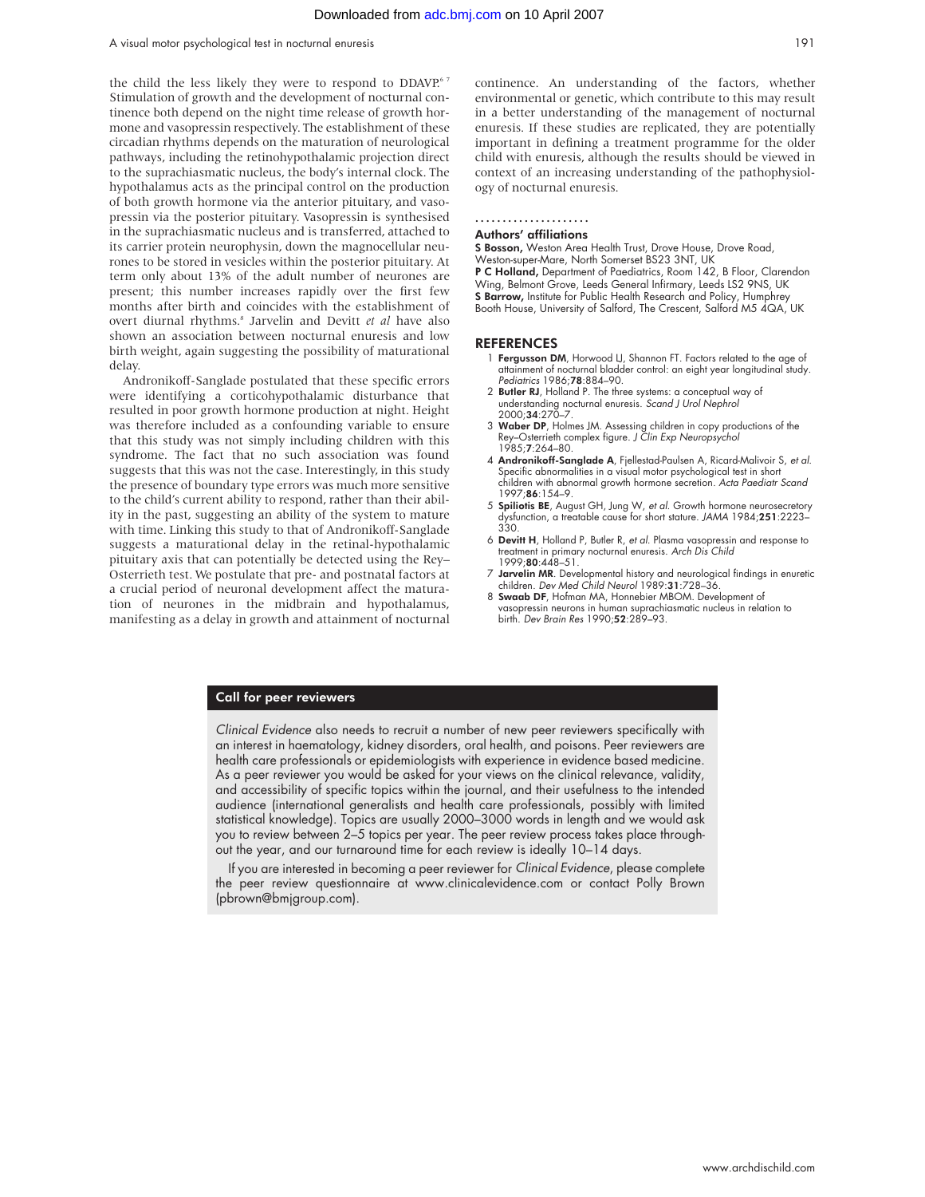the child the less likely they were to respond to DDAVP.[6 7] Stimulation of growth and the development of nocturnal continence both depend on the night time release of growth hormone and vasopressin respectively. The establishment of these circadian rhythms depends on the maturation of neurological pathways, including the retinohypothalamic projection direct to the suprachiasmatic nucleus, the body's internal clock. The hypothalamus acts as the principal control on the production of both growth hormone via the anterior pituitary, and vasopressin via the posterior pituitary. Vasopressin is synthesised in the suprachiasmatic nucleus and is transferred, attached to its carrier protein neurophysin, down the magnocellular neurones to be stored in vesicles within the posterior pituitary. At term only about 13% of the adult number of neurones are present; this number increases rapidly over the first few months after birth and coincides with the establishment of overt diurnal rhythms.[8] Jarvelin and Devitt *et al* have also shown an association between nocturnal enuresis and low birth weight, again suggesting the possibility of maturational delay.

Andronikoff-Sanglade postulated that these specific errors were identifying a corticohypothalamic disturbance that resulted in poor growth hormone production at night. Height was therefore included as a confounding variable to ensure that this study was not simply including children with this syndrome. The fact that no such association was found suggests that this was not the case. Interestingly, in this study the presence of boundary type errors was much more sensitive to the child's current ability to respond, rather than their ability in the past, suggesting an ability of the system to mature with time. Linking this study to that of Andronikoff-Sanglade suggests a maturational delay in the retinal-hypothalamic pituitary axis that can potentially be detected using the Rey–Osterrieth test. We postulate that pre- and postnatal factors at a crucial period of neuronal development affect the maturation of neurones in the midbrain and hypothalamus, manifesting as a delay in growth and attainment of nocturnal continence. An understanding of the factors, whether environmental or genetic, which contribute to this may result in a better understanding of the management of nocturnal enuresis. If these studies are replicated, they are potentially important in defining a treatment programme for the older child with enuresis, although the results should be viewed in context of an increasing understanding of the pathophysiology of nocturnal enuresis.

### Authors' affiliations

**S Bosson,** Weston Area Health Trust, Drove House, Drove Road, Weston-super-Mare, North Somerset BS23 3NT, UK
**P C Holland,** Department of Paediatrics, Room 142, B Floor, Clarendon Wing, Belmont Grove, Leeds General Infirmary, Leeds LS2 9NS, UK
**S Barrow,** Institute for Public Health Research and Policy, Humphrey Booth House, University of Salford, The Crescent, Salford M5 4QA, UK

## REFERENCES

1. **Fergusson DM**, Horwood LJ, Shannon FT. Factors related to the age of attainment of nocturnal bladder control: an eight year longitudinal study. *Pediatrics* 1986;**78**:884–90.
2. **Butler RJ**, Holland P. The three systems: a conceptual way of understanding nocturnal enuresis. *Scand J Urol Nephrol* 2000;**34**:270–7.
3. **Waber DP**, Holmes JM. Assessing children in copy productions of the Rey–Osterrieth complex figure. *J Clin Exp Neuropsychol* 1985;**7**:264–80.
4. **Andronikoff-Sanglade A**, Fjellestad-Paulsen A, Ricard-Malivoir S, *et al.* Specific abnormalities in a visual motor psychological test in short children with abnormal growth hormone secretion. *Acta Paediatr Scand* 1997;**86**:154–9.
5. **Spiliotis BE**, August GH, Jung W, *et al.* Growth hormone neurosecretory dysfunction, a treatable cause for short stature. *JAMA* 1984;**251**:2223–330.
6. **Devitt H**, Holland P, Butler R, *et al.* Plasma vasopressin and response to treatment in primary nocturnal enuresis. *Arch Dis Child* 1999;**80**:448–51.
7. **Jarvelin MR**. Developmental history and neurological findings in enuretic children. *Dev Med Child Neurol* 1989:**31**:728–36.
8. **Swaab DF**, Hofman MA, Honnebier MBOM. Development of vasopressin neurons in human suprachiasmatic nucleus in relation to birth. *Dev Brain Res* 1990;**52**:289–93.

### Call for peer reviewers

*Clinical Evidence* also needs to recruit a number of new peer reviewers specifically with an interest in haematology, kidney disorders, oral health, and poisons. Peer reviewers are health care professionals or epidemiologists with experience in evidence based medicine. As a peer reviewer you would be asked for your views on the clinical relevance, validity, and accessibility of specific topics within the journal, and their usefulness to the intended audience (international generalists and health care professionals, possibly with limited statistical knowledge). Topics are usually 2000–3000 words in length and we would ask you to review between 2–5 topics per year. The peer review process takes place throughout the year, and our turnaround time for each review is ideally 10–14 days.

If you are interested in becoming a peer reviewer for *Clinical Evidence*, please complete the peer review questionnaire at www.clinicalevidence.com or contact Polly Brown (pbrown@bmjgroup.com).